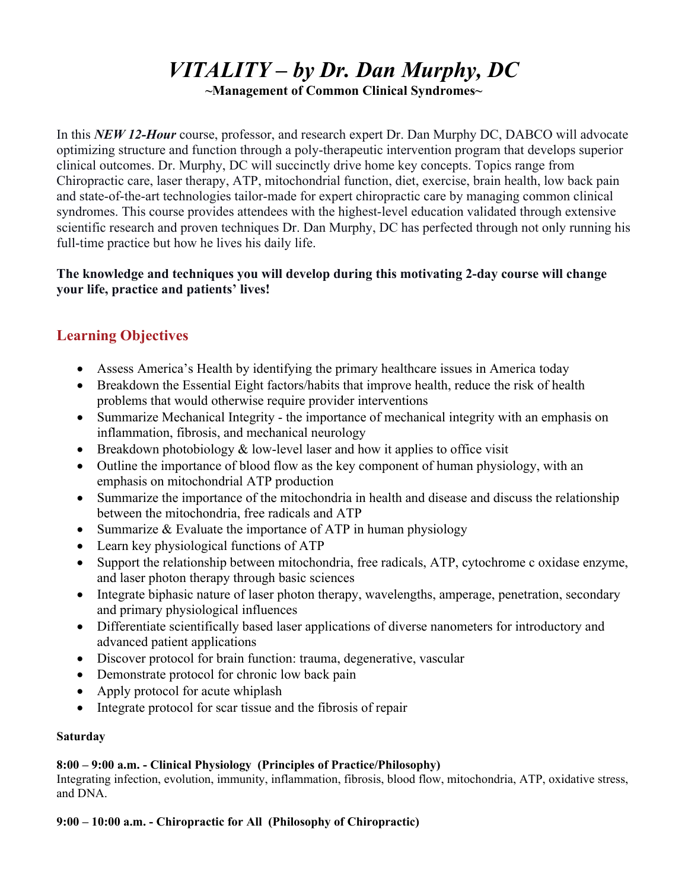# *VITALITY – by Dr. Dan Murphy, DC*

**~Management of Common Clinical Syndromes~**

In this ***NEW 12-Hour*** course, professor, and research expert Dr. Dan Murphy DC, DABCO will advocate optimizing structure and function through a poly-therapeutic intervention program that develops superior clinical outcomes. Dr. Murphy, DC will succinctly drive home key concepts. Topics range from Chiropractic care, laser therapy, ATP, mitochondrial function, diet, exercise, brain health, low back pain and state-of-the-art technologies tailor-made for expert chiropractic care by managing common clinical syndromes. This course provides attendees with the highest-level education validated through extensive scientific research and proven techniques Dr. Dan Murphy, DC has perfected through not only running his full-time practice but how he lives his daily life.

**The knowledge and techniques you will develop during this motivating 2-day course will change your life, practice and patients' lives!**

## Learning Objectives

- Assess America's Health by identifying the primary healthcare issues in America today
- Breakdown the Essential Eight factors/habits that improve health, reduce the risk of health problems that would otherwise require provider interventions
- Summarize Mechanical Integrity - the importance of mechanical integrity with an emphasis on inflammation, fibrosis, and mechanical neurology
- Breakdown photobiology & low-level laser and how it applies to office visit
- Outline the importance of blood flow as the key component of human physiology, with an emphasis on mitochondrial ATP production
- Summarize the importance of the mitochondria in health and disease and discuss the relationship between the mitochondria, free radicals and ATP
- Summarize & Evaluate the importance of ATP in human physiology
- Learn key physiological functions of ATP
- Support the relationship between mitochondria, free radicals, ATP, cytochrome c oxidase enzyme, and laser photon therapy through basic sciences
- Integrate biphasic nature of laser photon therapy, wavelengths, amperage, penetration, secondary and primary physiological influences
- Differentiate scientifically based laser applications of diverse nanometers for introductory and advanced patient applications
- Discover protocol for brain function: trauma, degenerative, vascular
- Demonstrate protocol for chronic low back pain
- Apply protocol for acute whiplash
- Integrate protocol for scar tissue and the fibrosis of repair

**Saturday**

**8:00 – 9:00 a.m. - Clinical Physiology (Principles of Practice/Philosophy)**
Integrating infection, evolution, immunity, inflammation, fibrosis, blood flow, mitochondria, ATP, oxidative stress, and DNA.

**9:00 – 10:00 a.m. - Chiropractic for All (Philosophy of Chiropractic)**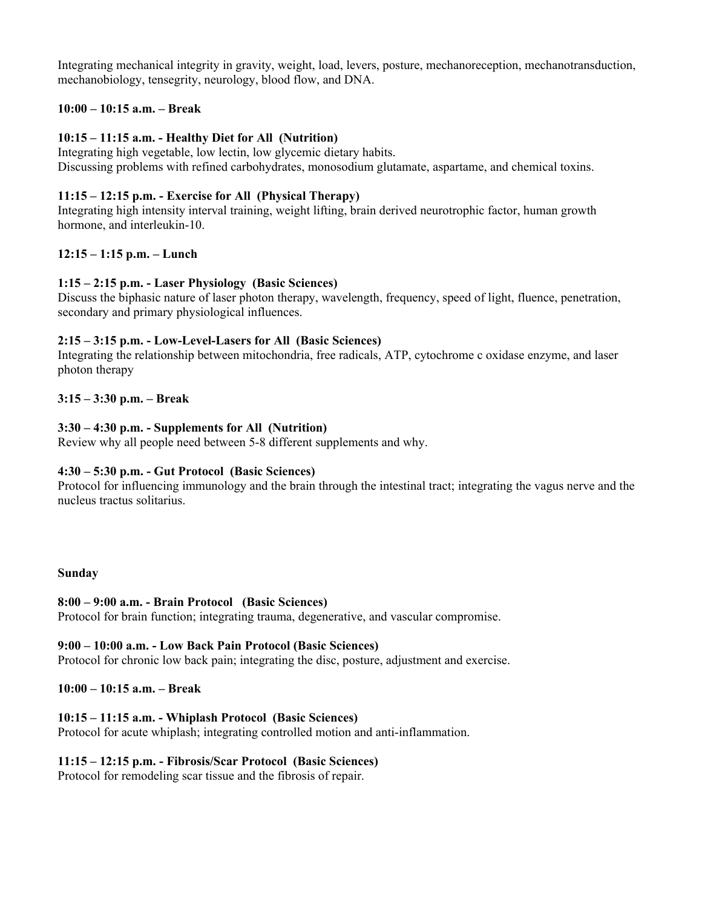Integrating mechanical integrity in gravity, weight, load, levers, posture, mechanoreception, mechanotransduction, mechanobiology, tensegrity, neurology, blood flow, and DNA.

**10:00 – 10:15 a.m. – Break**

**10:15 – 11:15 a.m. - Healthy Diet for All (Nutrition)**
Integrating high vegetable, low lectin, low glycemic dietary habits.
Discussing problems with refined carbohydrates, monosodium glutamate, aspartame, and chemical toxins.

**11:15 – 12:15 p.m. - Exercise for All (Physical Therapy)**
Integrating high intensity interval training, weight lifting, brain derived neurotrophic factor, human growth hormone, and interleukin-10.

**12:15 – 1:15 p.m. – Lunch**

**1:15 – 2:15 p.m. - Laser Physiology (Basic Sciences)**
Discuss the biphasic nature of laser photon therapy, wavelength, frequency, speed of light, fluence, penetration, secondary and primary physiological influences.

**2:15 – 3:15 p.m. - Low-Level-Lasers for All (Basic Sciences)**
Integrating the relationship between mitochondria, free radicals, ATP, cytochrome c oxidase enzyme, and laser photon therapy

**3:15 – 3:30 p.m. – Break**

**3:30 – 4:30 p.m. - Supplements for All (Nutrition)**
Review why all people need between 5-8 different supplements and why.

**4:30 – 5:30 p.m. - Gut Protocol (Basic Sciences)**
Protocol for influencing immunology and the brain through the intestinal tract; integrating the vagus nerve and the nucleus tractus solitarius.

**Sunday**

**8:00 – 9:00 a.m. - Brain Protocol (Basic Sciences)**
Protocol for brain function; integrating trauma, degenerative, and vascular compromise.

**9:00 – 10:00 a.m. - Low Back Pain Protocol (Basic Sciences)**
Protocol for chronic low back pain; integrating the disc, posture, adjustment and exercise.

**10:00 – 10:15 a.m. – Break**

**10:15 – 11:15 a.m. - Whiplash Protocol (Basic Sciences)**
Protocol for acute whiplash; integrating controlled motion and anti-inflammation.

**11:15 – 12:15 p.m. - Fibrosis/Scar Protocol (Basic Sciences)**
Protocol for remodeling scar tissue and the fibrosis of repair.